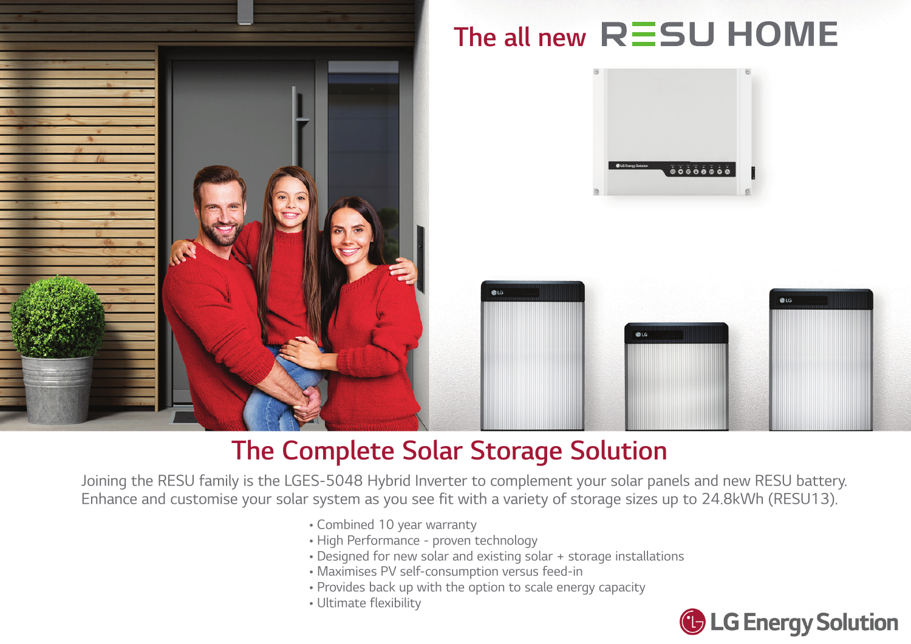# The all new RESU HOME

## The Complete Solar Storage Solution

Joining the RESU family is the LGES-5048 Hybrid Inverter to complement your solar panels and new RESU battery. Enhance and customise your solar system as you see fit with a variety of storage sizes up to 24.8kWh (RESU13).

- Combined 10 year warranty
- High Performance - proven technology
- Designed for new solar and existing solar + storage installations
- Maximises PV self-consumption versus feed-in
- Provides back up with the option to scale energy capacity
- Ultimate flexibility

LG Energy Solution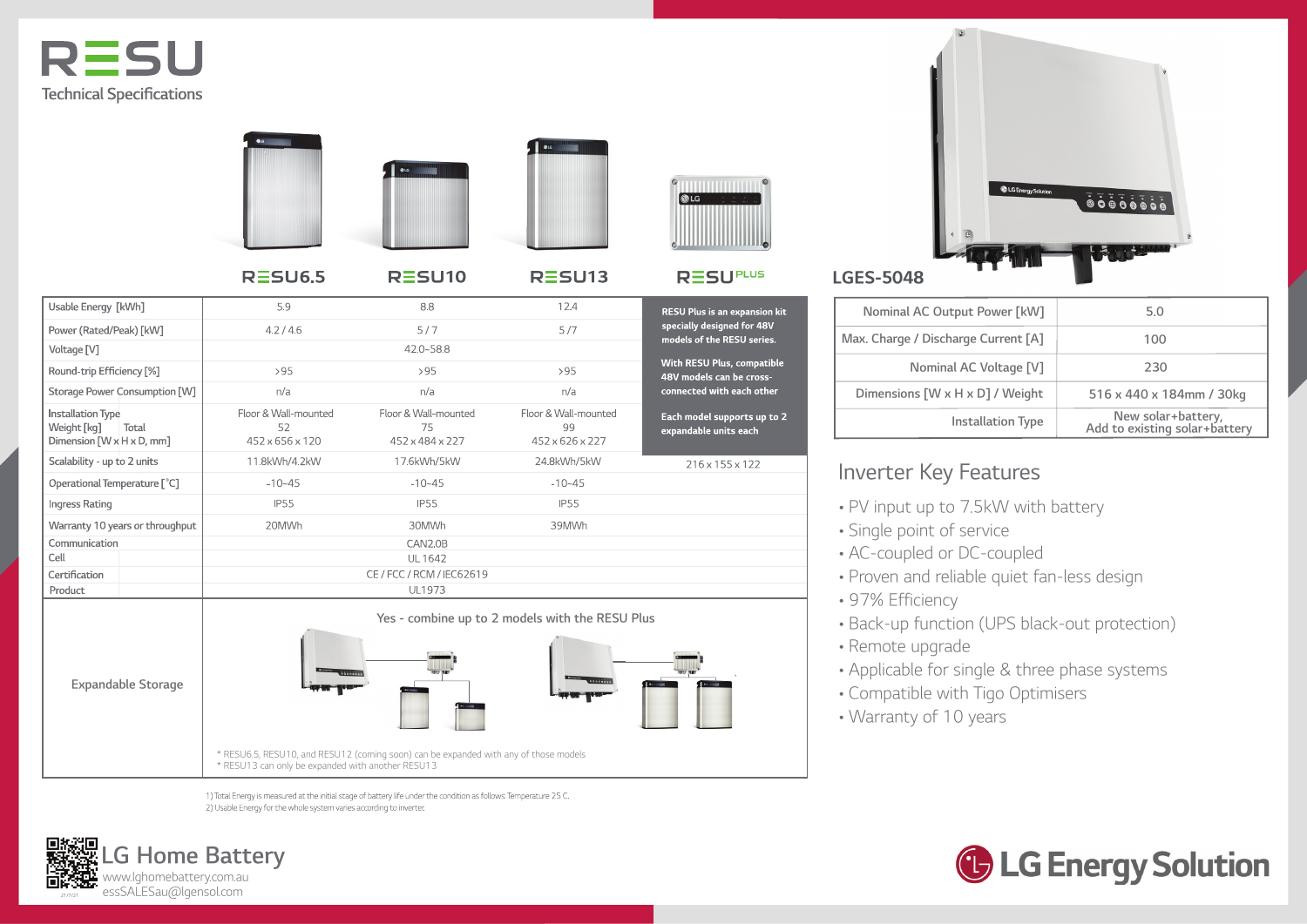# RESU
## Technical Specifications

| | RESU6.5 | RESU10 | RESU13 | RESU PLUS |
|---|---|---|---|---|
| Usable Energy [kWh] | 5.9 | 8.8 | 12.4 | RESU Plus is an expansion kit specially designed for 48V models of the RESU series. With RESU Plus, compatible 48V models can be cross-connected with each other. Each model supports up to 2 expandable units each |
| Power (Rated/Peak) [kW] | 4.2 / 4.6 | 5 / 7 | 5 / 7 | |
| Voltage [V] | 42.0~58.8 | | | |
| Round-trip Efficiency [%] | >95 | >95 | >95 | |
| Storage Power Consumption [W] | n/a | n/a | n/a | |
| Installation Type | Floor & Wall-mounted | Floor & Wall-mounted | Floor & Wall-mounted | |
| Weight [kg] Total | 52 | 75 | 99 | |
| Dimension [W x H x D, mm] | 452 x 656 x 120 | 452 x 484 x 227 | 452 x 626 x 227 | 216 x 155 x 122 |
| Scalability - up to 2 units | 11.8kWh/4.2kW | 17.6kWh/5kW | 24.8kWh/5kW | |
| Operational Temperature [°C] | -10~45 | -10~45 | -10~45 | |
| Ingress Rating | IP55 | IP55 | IP55 | |
| Warranty 10 years or throughput | 20MWh | 30MWh | 39MWh | |
| Communication | CAN2.0B | | | |
| Certification – Cell | UL 1642 | | | |
| Certification | CE / FCC / RCM / IEC62619 | | | |
| Certification – Product | UL1973 | | | |
| Expandable Storage | Yes - combine up to 2 models with the RESU Plus | | | |

\* RESU6.5, RESU10, and RESU12 (coming soon) can be expanded with any of those models
\* RESU13 can only be expanded with another RESU13

1) Total Energy is measured at the initial stage of battery life under the condition as follows: Temperature 25 C.
2) Usable Energy for the whole system varies according to inverter.

## LGES-5048

| | |
|---|---|
| Nominal AC Output Power [kW] | 5.0 |
| Max. Charge / Discharge Current [A] | 100 |
| Nominal AC Voltage [V] | 230 |
| Dimensions [W x H x D] / Weight | 516 x 440 x 184mm / 30kg |
| Installation Type | New solar+battery, Add to existing solar+battery |

## Inverter Key Features

- PV input up to 7.5kW with battery
- Single point of service
- AC-coupled or DC-coupled
- Proven and reliable quiet fan-less design
- 97% Efficiency
- Back-up function (UPS black-out protection)
- Remote upgrade
- Applicable for single & three phase systems
- Compatible with Tigo Optimisers
- Warranty of 10 years

LG Home Battery
www.lghomebattery.com.au
essSALESau@lgensol.com

LG Energy Solution